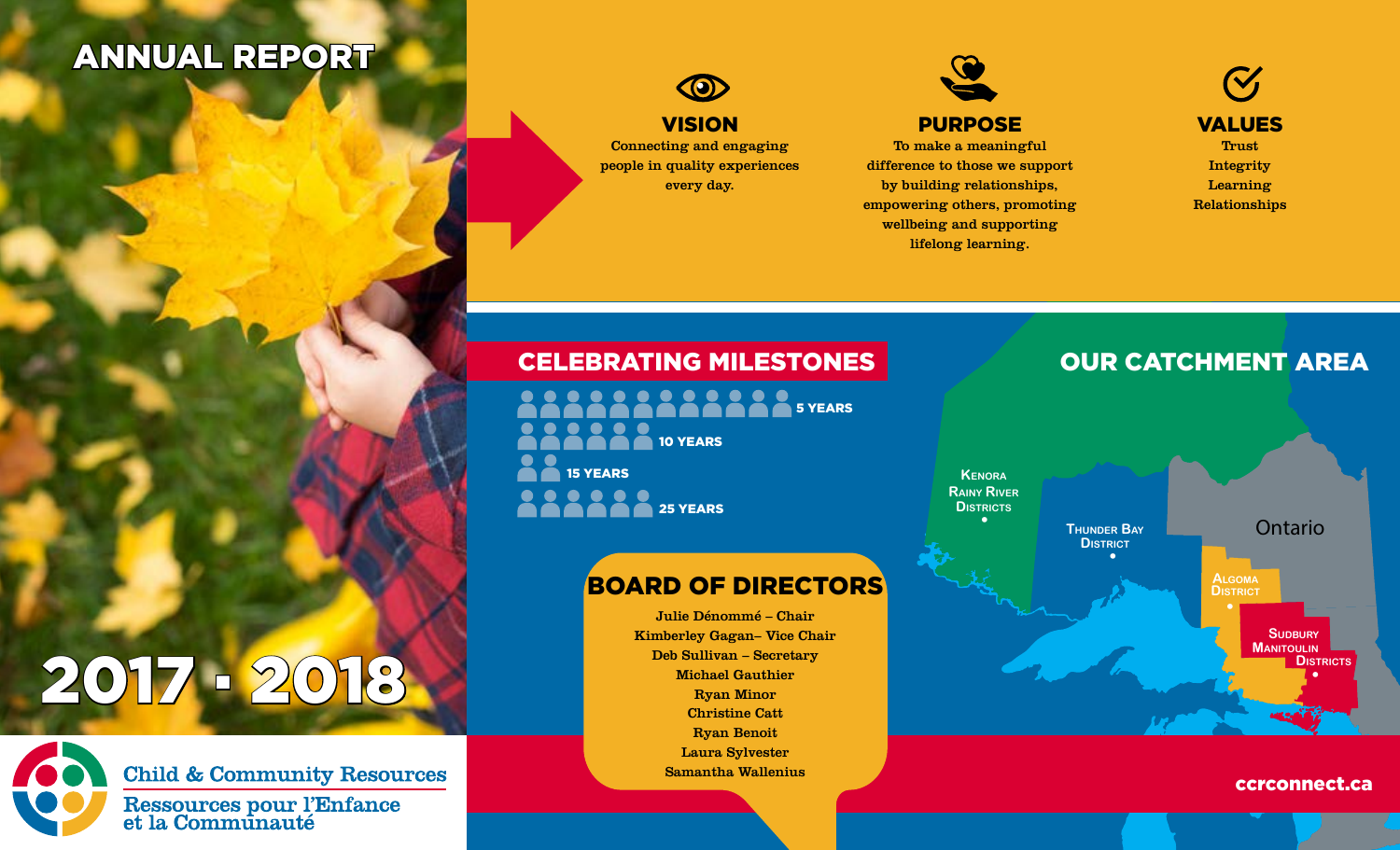# ANNUAL REPORT

# 2017 · 2018

Child & Community Resources

Ressources pour l'Enfance et la Communauté

## VISION

Connecting and engaging people in quality experiences every day.

## PURPOSE

To make a meaningful difference to those we support by building relationships, empowering others, promoting wellbeing and supporting lifelong learning.

## VALUES

Trust
Integrity
Learning
Relationships

## CELEBRATING MILESTONES

- 5 YEARS
- 10 YEARS
- 15 YEARS
- 25 YEARS

## BOARD OF DIRECTORS

Julie Dénommé – Chair
Kimberley Gagan– Vice Chair
Deb Sullivan – Secretary
Michael Gauthier
Ryan Minor
Christine Catt
Ryan Benoit
Laura Sylvester
Samantha Wallenius

## OUR CATCHMENT AREA

Kenora Rainy River Districts

Thunder Bay District

Ontario

Algoma District

Sudbury Manitoulin Districts

ccrconnect.ca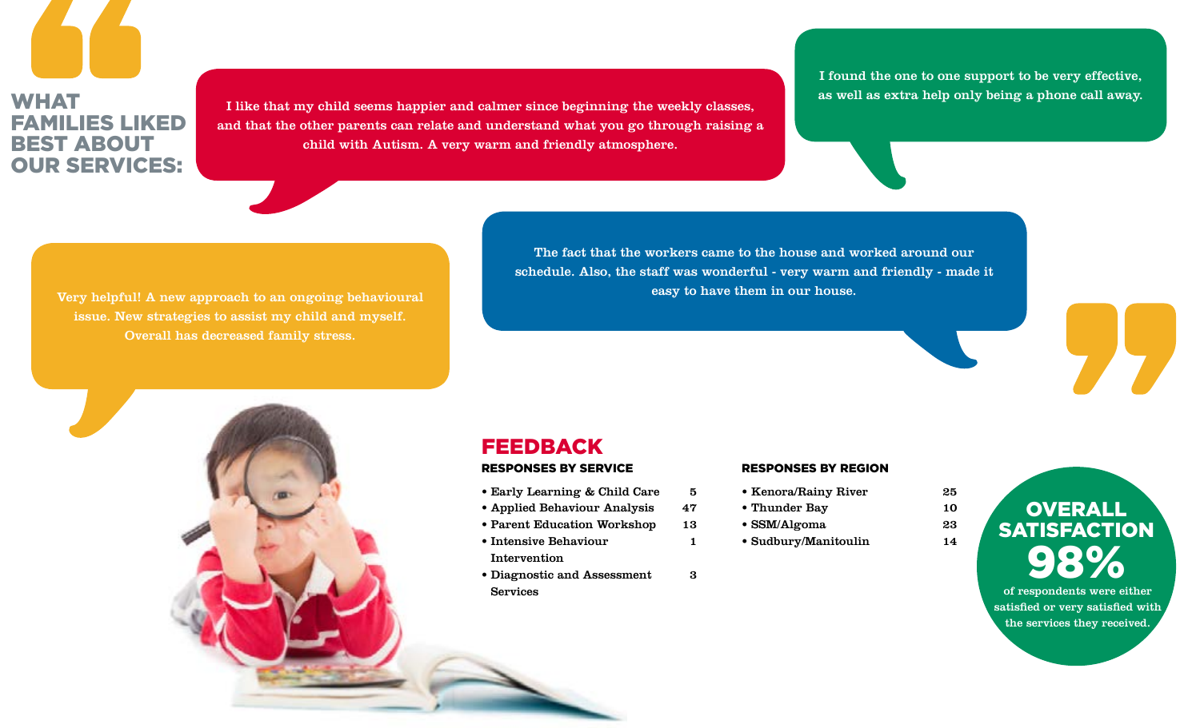## WHAT FAMILIES LIKED BEST ABOUT OUR SERVICES:

I like that my child seems happier and calmer since beginning the weekly classes, and that the other parents can relate and understand what you go through raising a child with Autism. A very warm and friendly atmosphere.

I found the one to one support to be very effective, as well as extra help only being a phone call away.

Very helpful! A new approach to an ongoing behavioural issue. New strategies to assist my child and myself. Overall has decreased family stress.

The fact that the workers came to the house and worked around our schedule. Also, the staff was wonderful - very warm and friendly - made it easy to have them in our house.

## FEEDBACK

### RESPONSES BY SERVICE

| Service | Responses |
| --- | --- |
| Early Learning & Child Care | 5 |
| Applied Behaviour Analysis | 47 |
| Parent Education Workshop | 13 |
| Intensive Behaviour Intervention | 1 |
| Diagnostic and Assessment Services | 3 |

### RESPONSES BY REGION

| Region | Responses |
| --- | --- |
| Kenora/Rainy River | 25 |
| Thunder Bay | 10 |
| SSM/Algoma | 23 |
| Sudbury/Manitoulin | 14 |

**OVERALL SATISFACTION**

**98%**

of respondents were either satisfied or very satisfied with the services they received.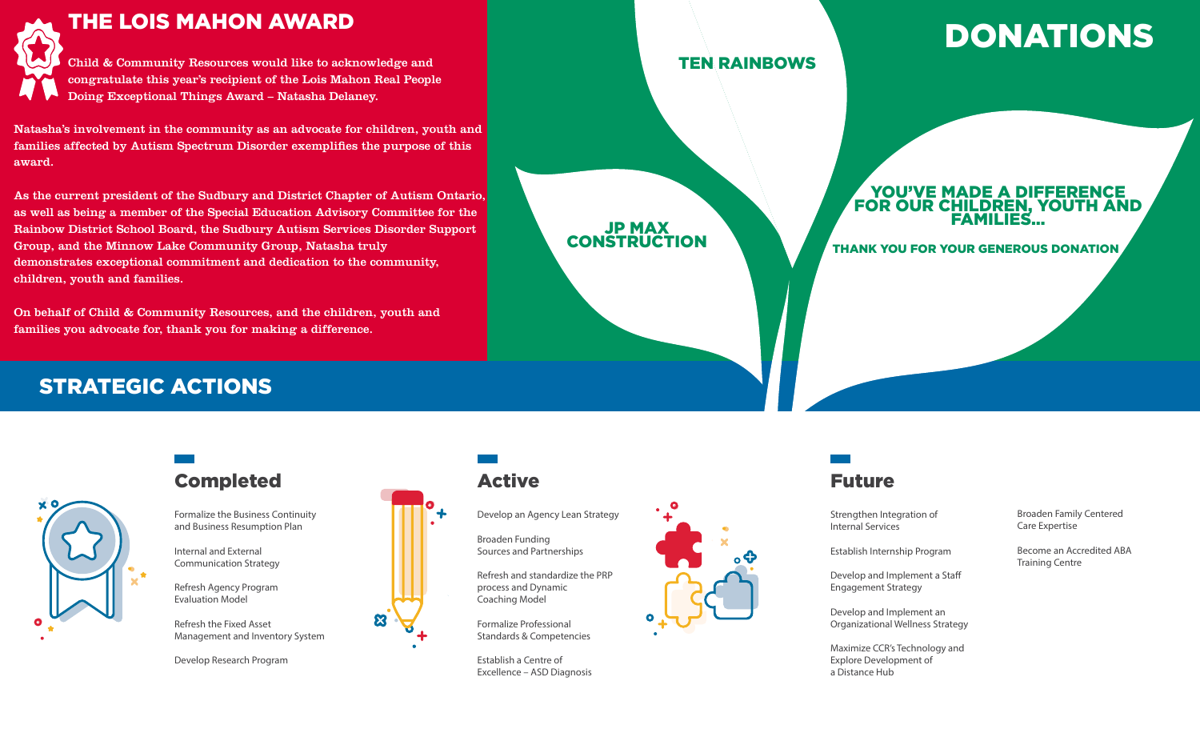# THE LOIS MAHON AWARD

Child & Community Resources would like to acknowledge and congratulate this year's recipient of the Lois Mahon Real People Doing Exceptional Things Award – Natasha Delaney.

Natasha's involvement in the community as an advocate for children, youth and families affected by Autism Spectrum Disorder exemplifies the purpose of this award.

As the current president of the Sudbury and District Chapter of Autism Ontario, as well as being a member of the Special Education Advisory Committee for the Rainbow District School Board, the Sudbury Autism Services Disorder Support Group, and the Minnow Lake Community Group, Natasha truly demonstrates exceptional commitment and dedication to the community, children, youth and families.

On behalf of Child & Community Resources, and the children, youth and families you advocate for, thank you for making a difference.

# DONATIONS

TEN RAINBOWS

JP MAX CONSTRUCTION

YOU'VE MADE A DIFFERENCE FOR OUR CHILDREN, YOUTH AND FAMILIES...

THANK YOU FOR YOUR GENEROUS DONATION

# STRATEGIC ACTIONS

## Completed

- Formalize the Business Continuity and Business Resumption Plan
- Internal and External Communication Strategy
- Refresh Agency Program Evaluation Model
- Refresh the Fixed Asset Management and Inventory System
- Develop Research Program

## Active

- Develop an Agency Lean Strategy
- Broaden Funding Sources and Partnerships
- Refresh and standardize the PRP process and Dynamic Coaching Model
- Formalize Professional Standards & Competencies
- Establish a Centre of Excellence – ASD Diagnosis

## Future

- Strengthen Integration of Internal Services
- Establish Internship Program
- Develop and Implement a Staff Engagement Strategy
- Develop and Implement an Organizational Wellness Strategy
- Maximize CCR's Technology and Explore Development of a Distance Hub
- Broaden Family Centered Care Expertise
- Become an Accredited ABA Training Centre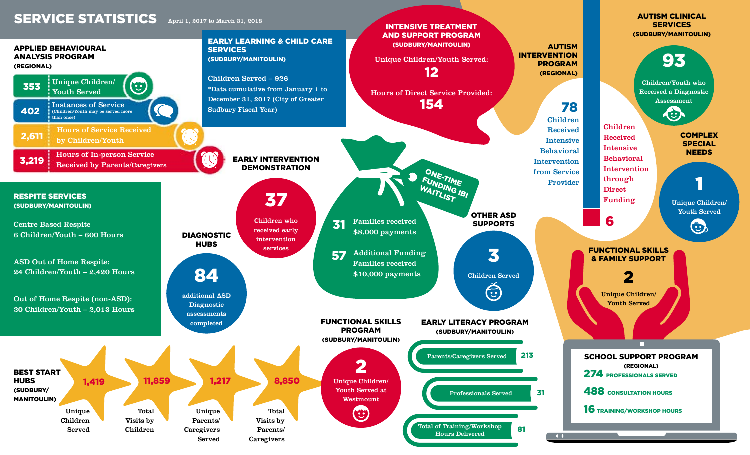# SERVICE STATISTICS

April 1, 2017 to March 31, 2018

## APPLIED BEHAVIOURAL ANALYSIS PROGRAM

**(REGIONAL)**

- **353** Unique Children/ Youth Served
- **402** Instances of Service (Children/Youth may be served more than once)
- **2,611** Hours of Service Received by Children/Youth
- **3,219** Hours of In-person Service Received by Parents/Caregivers

## EARLY LEARNING & CHILD CARE SERVICES

**(SUDBURY/MANITOULIN)**

Children Served – 926

*Data cumulative from January 1 to December 31, 2017 (City of Greater Sudbury Fiscal Year)

## INTENSIVE TREATMENT AND SUPPORT PROGRAM

**(SUDBURY/MANITOULIN)**

Unique Children/Youth Served:
**12**

Hours of Direct Service Provided:
**154**

## AUTISM INTERVENTION PROGRAM

**(REGIONAL)**

**78** Children Received Intensive Behavioral Intervention from Service Provider

**6** Children Received Intensive Behavioral Intervention through Direct Funding

## AUTISM CLINICAL SERVICES

**(SUDBURY/MANITOULIN)**

**93** Children/Youth who Received a Diagnostic Assessment

## COMPLEX SPECIAL NEEDS

**1** Unique Children/ Youth Served

## RESPITE SERVICES

**(SUDBURY/MANITOULIN)**

Centre Based Respite
6 Children/Youth – 600 Hours

ASD Out of Home Respite:
24 Children/Youth – 2,420 Hours

Out of Home Respite (non-ASD):
20 Children/Youth – 2,013 Hours

## EARLY INTERVENTION DEMONSTRATION

**37** Children who received early intervention services

## DIAGNOSTIC HUBS

**84** additional ASD Diagnostic assessments completed

## ONE-TIME FUNDING IBI WAITLIST

**31** Families received $8,000 payments

**57** Additional Funding Families received $10,000 payments

## OTHER ASD SUPPORTS

**3** Children Served

## FUNCTIONAL SKILLS & FAMILY SUPPORT

**2** Unique Children/ Youth Served

## BEST START HUBS

**(SUDBURY/ MANITOULIN)**

- **1,419** Unique Children Served
- **11,859** Total Visits by Children
- **1,217** Unique Parents/ Caregivers Served
- **8,850** Total Visits by Parents/ Caregivers

## FUNCTIONAL SKILLS PROGRAM

**(SUDBURY/MANITOULIN)**

**2** Unique Children/ Youth Served at Westmount

## EARLY LITERACY PROGRAM

**(SUDBURY/MANITOULIN)**

- Parents/Caregivers Served **213**
- Professionals Served **31**
- Total of Training/Workshop Hours Delivered **81**

## SCHOOL SUPPORT PROGRAM

**(REGIONAL)**

- **274** PROFESSIONALS SERVED
- **488** CONSULTATION HOURS
- **16** TRAINING/WORKSHOP HOURS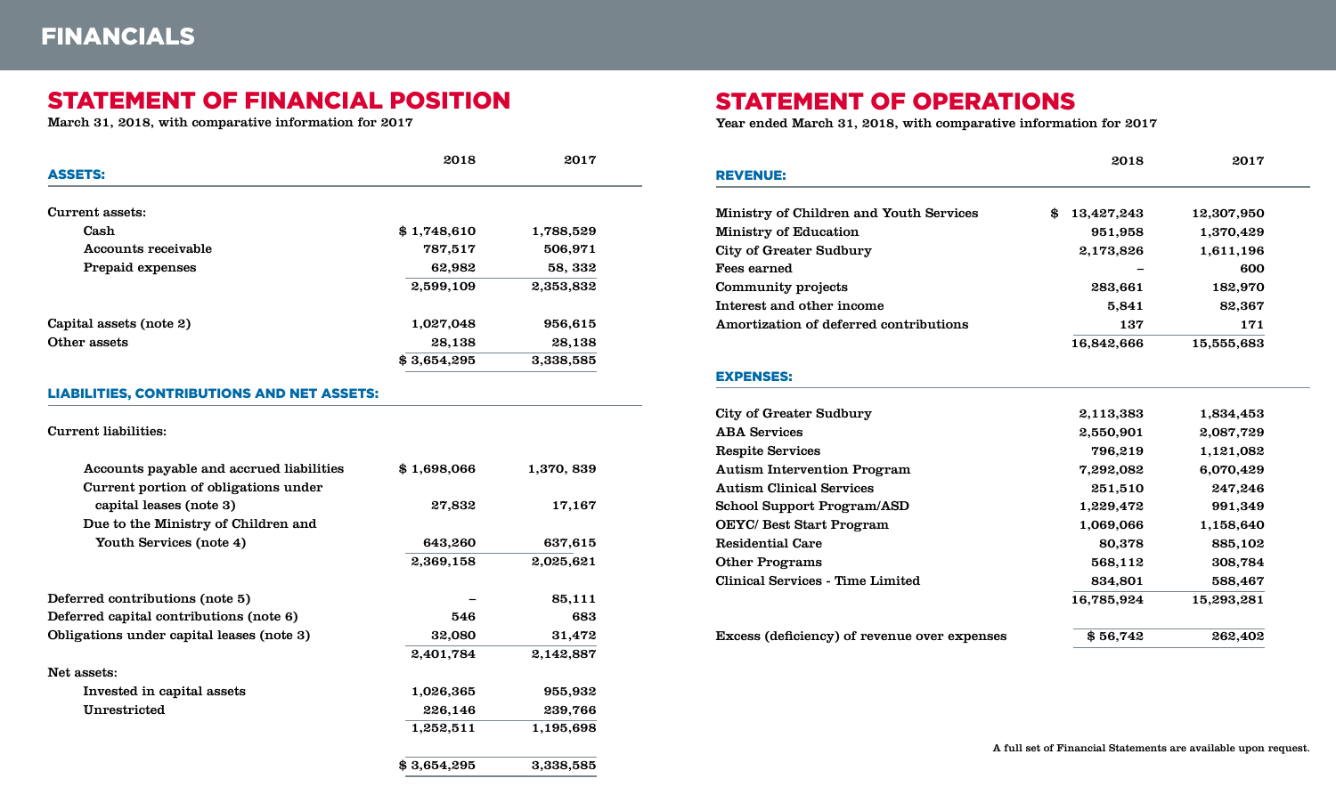# FINANCIALS

## STATEMENT OF FINANCIAL POSITION

March 31, 2018, with comparative information for 2017

| | 2018 | 2017 |
|---|---|---|
| **ASSETS:** | | |
| Current assets: | | |
| Cash | $ 1,748,610 | 1,788,529 |
| Accounts receivable | 787,517 | 506,971 |
| Prepaid expenses | 62,982 | 58, 332 |
| | 2,599,109 | 2,353,832 |
| Capital assets (note 2) | 1,027,048 | 956,615 |
| Other assets | 28,138 | 28,138 |
| | $ 3,654,295 | 3,338,585 |
| **LIABILITIES, CONTRIBUTIONS AND NET ASSETS:** | | |
| Current liabilities: | | |
| Accounts payable and accrued liabilities | $ 1,698,066 | 1,370, 839 |
| Current portion of obligations under capital leases (note 3) | 27,832 | 17,167 |
| Due to the Ministry of Children and Youth Services (note 4) | 643,260 | 637,615 |
| | 2,369,158 | 2,025,621 |
| Deferred contributions (note 5) | – | 85,111 |
| Deferred capital contributions (note 6) | 546 | 683 |
| Obligations under capital leases (note 3) | 32,080 | 31,472 |
| | 2,401,784 | 2,142,887 |
| Net assets: | | |
| Invested in capital assets | 1,026,365 | 955,932 |
| Unrestricted | 226,146 | 239,766 |
| | 1,252,511 | 1,195,698 |
| | $ 3,654,295 | 3,338,585 |

## STATEMENT OF OPERATIONS

Year ended March 31, 2018, with comparative information for 2017

| | 2018 | 2017 |
|---|---|---|
| **REVENUE:** | | |
| Ministry of Children and Youth Services | $ 13,427,243 | 12,307,950 |
| Ministry of Education | 951,958 | 1,370,429 |
| City of Greater Sudbury | 2,173,826 | 1,611,196 |
| Fees earned | – | 600 |
| Community projects | 283,661 | 182,970 |
| Interest and other income | 5,841 | 82,367 |
| Amortization of deferred contributions | 137 | 171 |
| | 16,842,666 | 15,555,683 |
| **EXPENSES:** | | |
| City of Greater Sudbury | 2,113,383 | 1,834,453 |
| ABA Services | 2,550,901 | 2,087,729 |
| Respite Services | 796,219 | 1,121,082 |
| Autism Intervention Program | 7,292,082 | 6,070,429 |
| Autism Clinical Services | 251,510 | 247,246 |
| School Support Program/ASD | 1,229,472 | 991,349 |
| OEYC/ Best Start Program | 1,069,066 | 1,158,640 |
| Residential Care | 80,378 | 885,102 |
| Other Programs | 568,112 | 308,784 |
| Clinical Services - Time Limited | 834,801 | 588,467 |
| | 16,785,924 | 15,293,281 |
| Excess (deficiency) of revenue over expenses | $ 56,742 | 262,402 |

A full set of Financial Statements are available upon request.